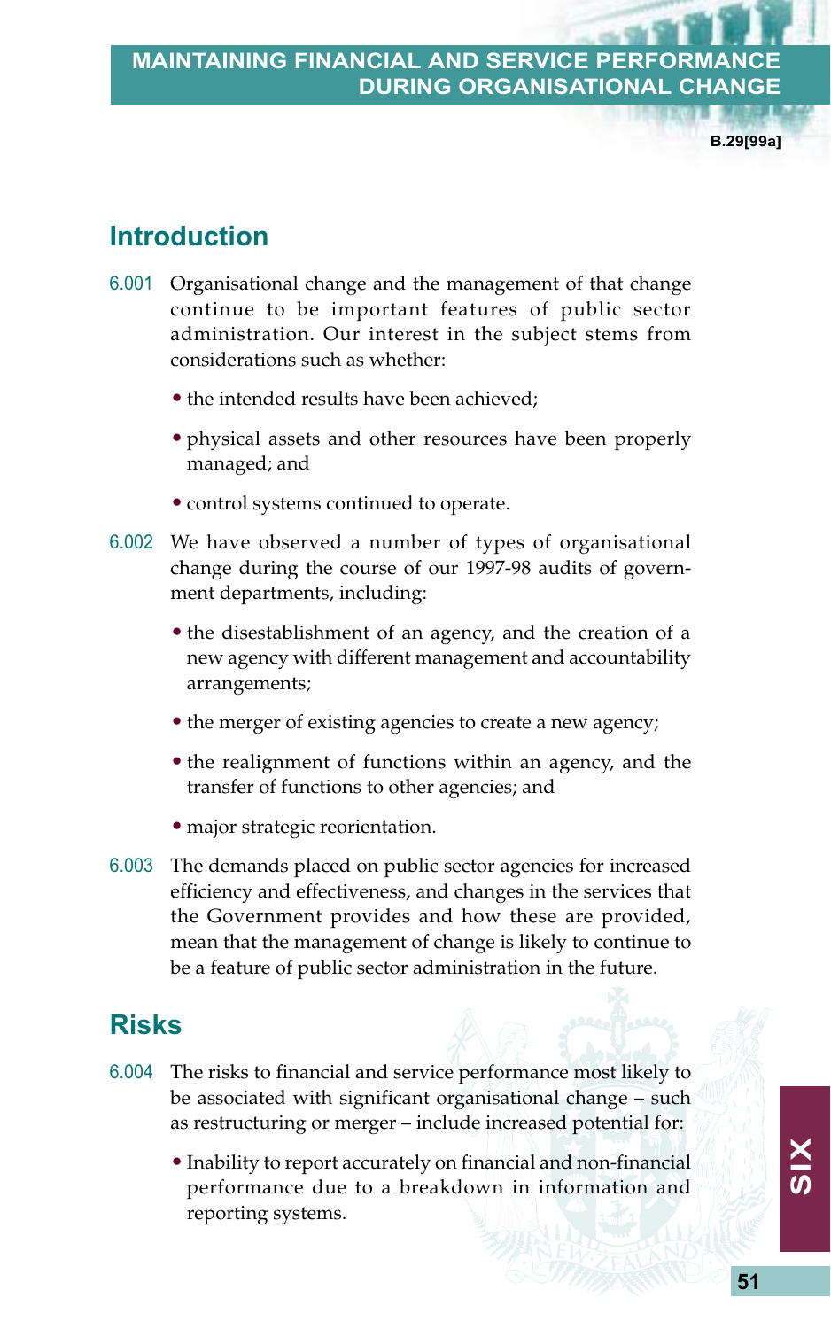# MAINTAINING FINANCIAL AND SERVICE PERFORMANCE DURING ORGANISATIONAL CHANGE

## Introduction

6.001 Organisational change and the management of that change continue to be important features of public sector administration. Our interest in the subject stems from considerations such as whether:

- the intended results have been achieved;
- physical assets and other resources have been properly managed; and
- control systems continued to operate.

6.002 We have observed a number of types of organisational change during the course of our 1997-98 audits of government departments, including:

- the disestablishment of an agency, and the creation of a new agency with different management and accountability arrangements;
- the merger of existing agencies to create a new agency;
- the realignment of functions within an agency, and the transfer of functions to other agencies; and
- major strategic reorientation.

6.003 The demands placed on public sector agencies for increased efficiency and effectiveness, and changes in the services that the Government provides and how these are provided, mean that the management of change is likely to continue to be a feature of public sector administration in the future.

## Risks

6.004 The risks to financial and service performance most likely to be associated with significant organisational change – such as restructuring or merger – include increased potential for:

- Inability to report accurately on financial and non-financial performance due to a breakdown in information and reporting systems.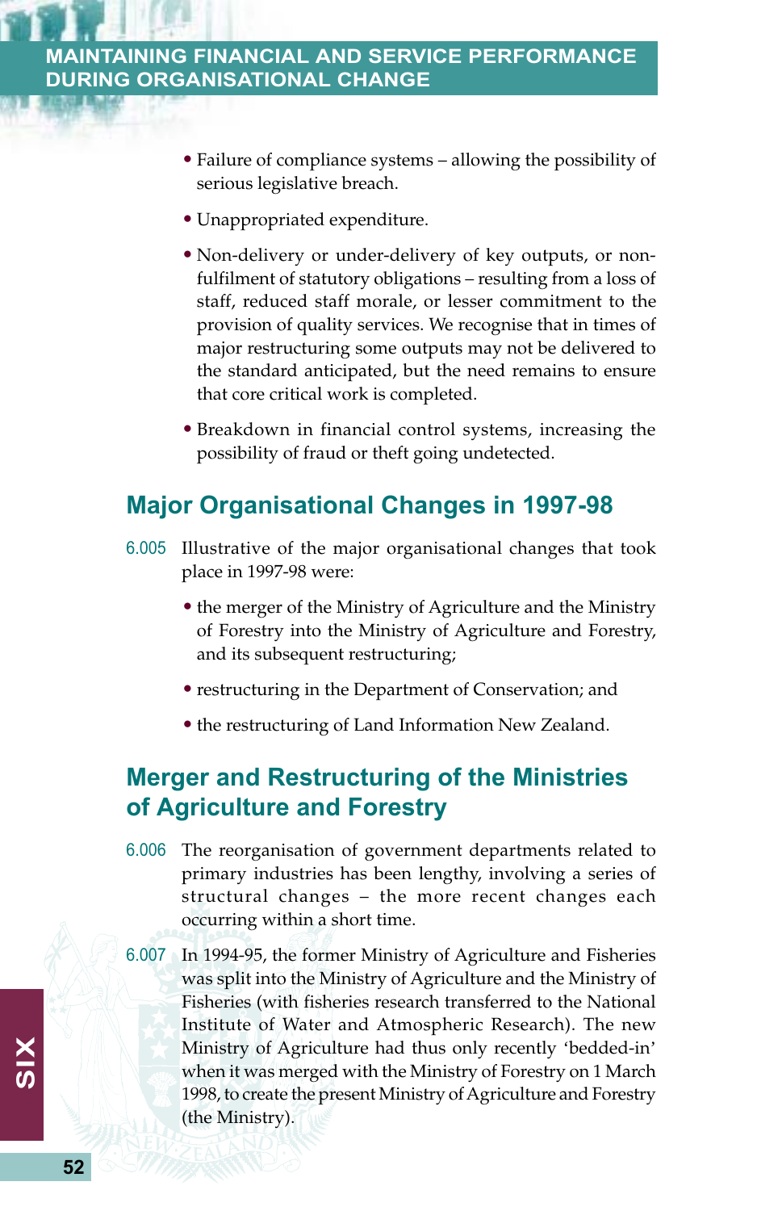- Failure of compliance systems – allowing the possibility of serious legislative breach.
- Unappropriated expenditure.
- Non-delivery or under-delivery of key outputs, or non-fulfilment of statutory obligations – resulting from a loss of staff, reduced staff morale, or lesser commitment to the provision of quality services. We recognise that in times of major restructuring some outputs may not be delivered to the standard anticipated, but the need remains to ensure that core critical work is completed.
- Breakdown in financial control systems, increasing the possibility of fraud or theft going undetected.

## Major Organisational Changes in 1997-98

6.005 Illustrative of the major organisational changes that took place in 1997-98 were:

- the merger of the Ministry of Agriculture and the Ministry of Forestry into the Ministry of Agriculture and Forestry, and its subsequent restructuring;
- restructuring in the Department of Conservation; and
- the restructuring of Land Information New Zealand.

## Merger and Restructuring of the Ministries of Agriculture and Forestry

6.006 The reorganisation of government departments related to primary industries has been lengthy, involving a series of structural changes – the more recent changes each occurring within a short time.

6.007 In 1994-95, the former Ministry of Agriculture and Fisheries was split into the Ministry of Agriculture and the Ministry of Fisheries (with fisheries research transferred to the National Institute of Water and Atmospheric Research). The new Ministry of Agriculture had thus only recently 'bedded-in' when it was merged with the Ministry of Forestry on 1 March 1998, to create the present Ministry of Agriculture and Forestry (the Ministry).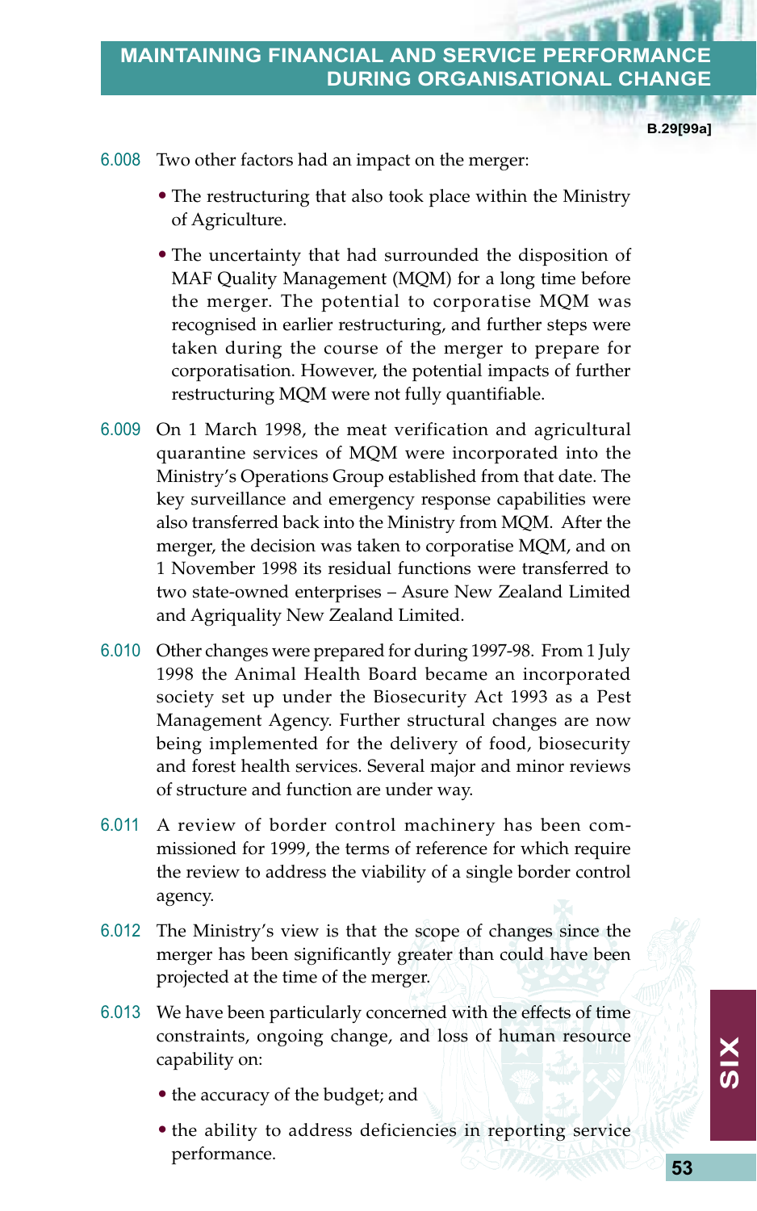6.008 Two other factors had an impact on the merger:

- The restructuring that also took place within the Ministry of Agriculture.
- The uncertainty that had surrounded the disposition of MAF Quality Management (MQM) for a long time before the merger. The potential to corporatise MQM was recognised in earlier restructuring, and further steps were taken during the course of the merger to prepare for corporatisation. However, the potential impacts of further restructuring MQM were not fully quantifiable.

6.009 On 1 March 1998, the meat verification and agricultural quarantine services of MQM were incorporated into the Ministry's Operations Group established from that date. The key surveillance and emergency response capabilities were also transferred back into the Ministry from MQM. After the merger, the decision was taken to corporatise MQM, and on 1 November 1998 its residual functions were transferred to two state-owned enterprises – Asure New Zealand Limited and Agriquality New Zealand Limited.

6.010 Other changes were prepared for during 1997-98. From 1 July 1998 the Animal Health Board became an incorporated society set up under the Biosecurity Act 1993 as a Pest Management Agency. Further structural changes are now being implemented for the delivery of food, biosecurity and forest health services. Several major and minor reviews of structure and function are under way.

6.011 A review of border control machinery has been commissioned for 1999, the terms of reference for which require the review to address the viability of a single border control agency.

6.012 The Ministry's view is that the scope of changes since the merger has been significantly greater than could have been projected at the time of the merger.

6.013 We have been particularly concerned with the effects of time constraints, ongoing change, and loss of human resource capability on:

- the accuracy of the budget; and
- the ability to address deficiencies in reporting service performance.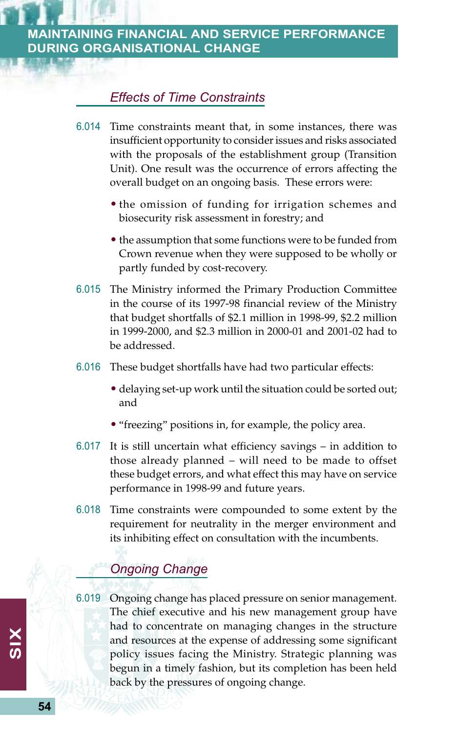### *Effects of Time Constraints*

6.014 Time constraints meant that, in some instances, there was insufficient opportunity to consider issues and risks associated with the proposals of the establishment group (Transition Unit). One result was the occurrence of errors affecting the overall budget on an ongoing basis. These errors were:

- the omission of funding for irrigation schemes and biosecurity risk assessment in forestry; and
- the assumption that some functions were to be funded from Crown revenue when they were supposed to be wholly or partly funded by cost-recovery.

6.015 The Ministry informed the Primary Production Committee in the course of its 1997-98 financial review of the Ministry that budget shortfalls of $2.1 million in 1998-99, $2.2 million in 1999-2000, and $2.3 million in 2000-01 and 2001-02 had to be addressed.

6.016 These budget shortfalls have had two particular effects:

- delaying set-up work until the situation could be sorted out; and
- "freezing" positions in, for example, the policy area.

6.017 It is still uncertain what efficiency savings – in addition to those already planned – will need to be made to offset these budget errors, and what effect this may have on service performance in 1998-99 and future years.

6.018 Time constraints were compounded to some extent by the requirement for neutrality in the merger environment and its inhibiting effect on consultation with the incumbents.

### *Ongoing Change*

6.019 Ongoing change has placed pressure on senior management. The chief executive and his new management group have had to concentrate on managing changes in the structure and resources at the expense of addressing some significant policy issues facing the Ministry. Strategic planning was begun in a timely fashion, but its completion has been held back by the pressures of ongoing change.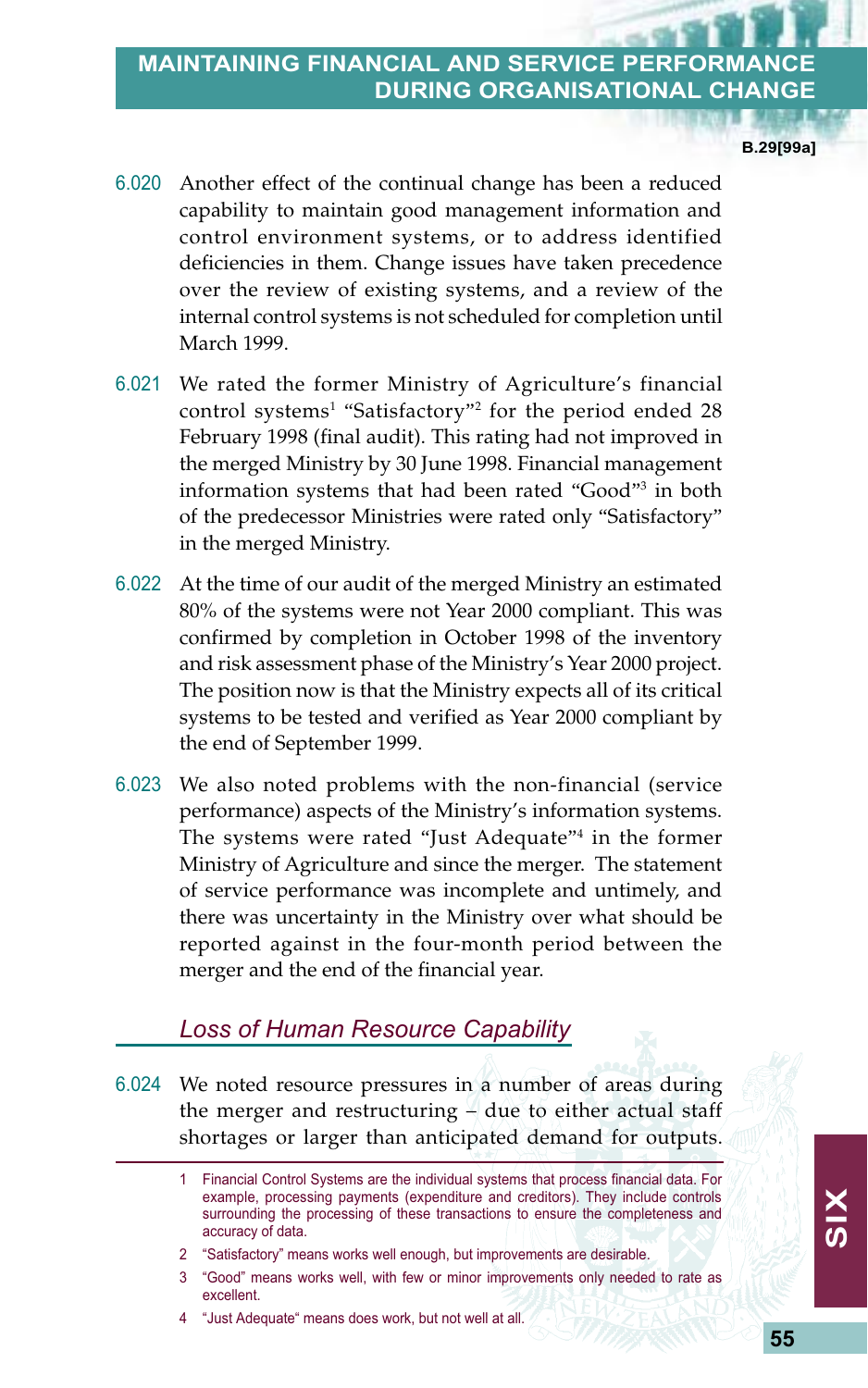6.020 Another effect of the continual change has been a reduced capability to maintain good management information and control environment systems, or to address identified deficiencies in them. Change issues have taken precedence over the review of existing systems, and a review of the internal control systems is not scheduled for completion until March 1999.

6.021 We rated the former Ministry of Agriculture's financial control systems[1] "Satisfactory"[2] for the period ended 28 February 1998 (final audit). This rating had not improved in the merged Ministry by 30 June 1998. Financial management information systems that had been rated "Good"[3] in both of the predecessor Ministries were rated only "Satisfactory" in the merged Ministry.

6.022 At the time of our audit of the merged Ministry an estimated 80% of the systems were not Year 2000 compliant. This was confirmed by completion in October 1998 of the inventory and risk assessment phase of the Ministry's Year 2000 project. The position now is that the Ministry expects all of its critical systems to be tested and verified as Year 2000 compliant by the end of September 1999.

6.023 We also noted problems with the non-financial (service performance) aspects of the Ministry's information systems. The systems were rated "Just Adequate"[4] in the former Ministry of Agriculture and since the merger. The statement of service performance was incomplete and untimely, and there was uncertainty in the Ministry over what should be reported against in the four-month period between the merger and the end of the financial year.

## *Loss of Human Resource Capability*

6.024 We noted resource pressures in a number of areas during the merger and restructuring – due to either actual staff shortages or larger than anticipated demand for outputs.

1 Financial Control Systems are the individual systems that process financial data. For example, processing payments (expenditure and creditors). They include controls surrounding the processing of these transactions to ensure the completeness and accuracy of data.

2 "Satisfactory" means works well enough, but improvements are desirable.

3 "Good" means works well, with few or minor improvements only needed to rate as excellent.

4 "Just Adequate" means does work, but not well at all.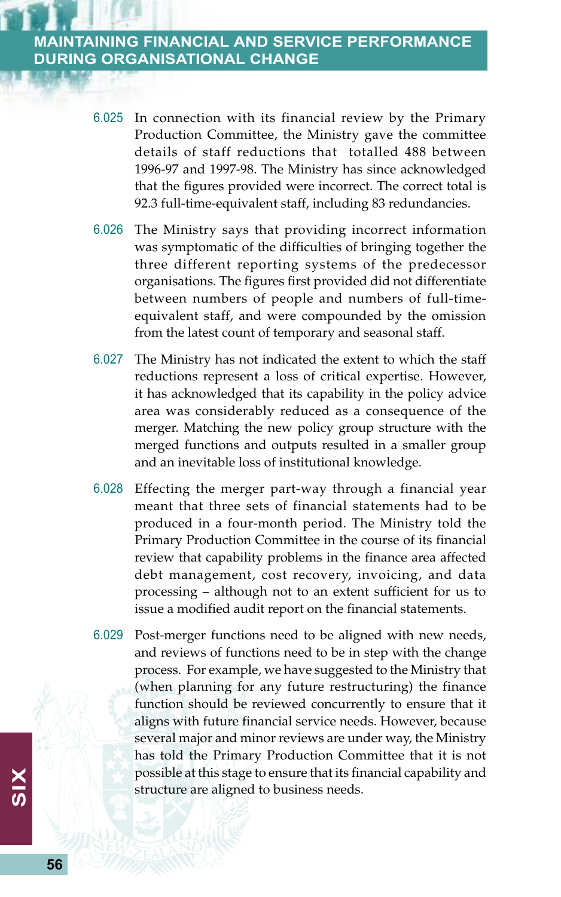6.025 In connection with its financial review by the Primary Production Committee, the Ministry gave the committee details of staff reductions that totalled 488 between 1996-97 and 1997-98. The Ministry has since acknowledged that the figures provided were incorrect. The correct total is 92.3 full-time-equivalent staff, including 83 redundancies.

6.026 The Ministry says that providing incorrect information was symptomatic of the difficulties of bringing together the three different reporting systems of the predecessor organisations. The figures first provided did not differentiate between numbers of people and numbers of full-time-equivalent staff, and were compounded by the omission from the latest count of temporary and seasonal staff.

6.027 The Ministry has not indicated the extent to which the staff reductions represent a loss of critical expertise. However, it has acknowledged that its capability in the policy advice area was considerably reduced as a consequence of the merger. Matching the new policy group structure with the merged functions and outputs resulted in a smaller group and an inevitable loss of institutional knowledge.

6.028 Effecting the merger part-way through a financial year meant that three sets of financial statements had to be produced in a four-month period. The Ministry told the Primary Production Committee in the course of its financial review that capability problems in the finance area affected debt management, cost recovery, invoicing, and data processing – although not to an extent sufficient for us to issue a modified audit report on the financial statements.

6.029 Post-merger functions need to be aligned with new needs, and reviews of functions need to be in step with the change process. For example, we have suggested to the Ministry that (when planning for any future restructuring) the finance function should be reviewed concurrently to ensure that it aligns with future financial service needs. However, because several major and minor reviews are under way, the Ministry has told the Primary Production Committee that it is not possible at this stage to ensure that its financial capability and structure are aligned to business needs.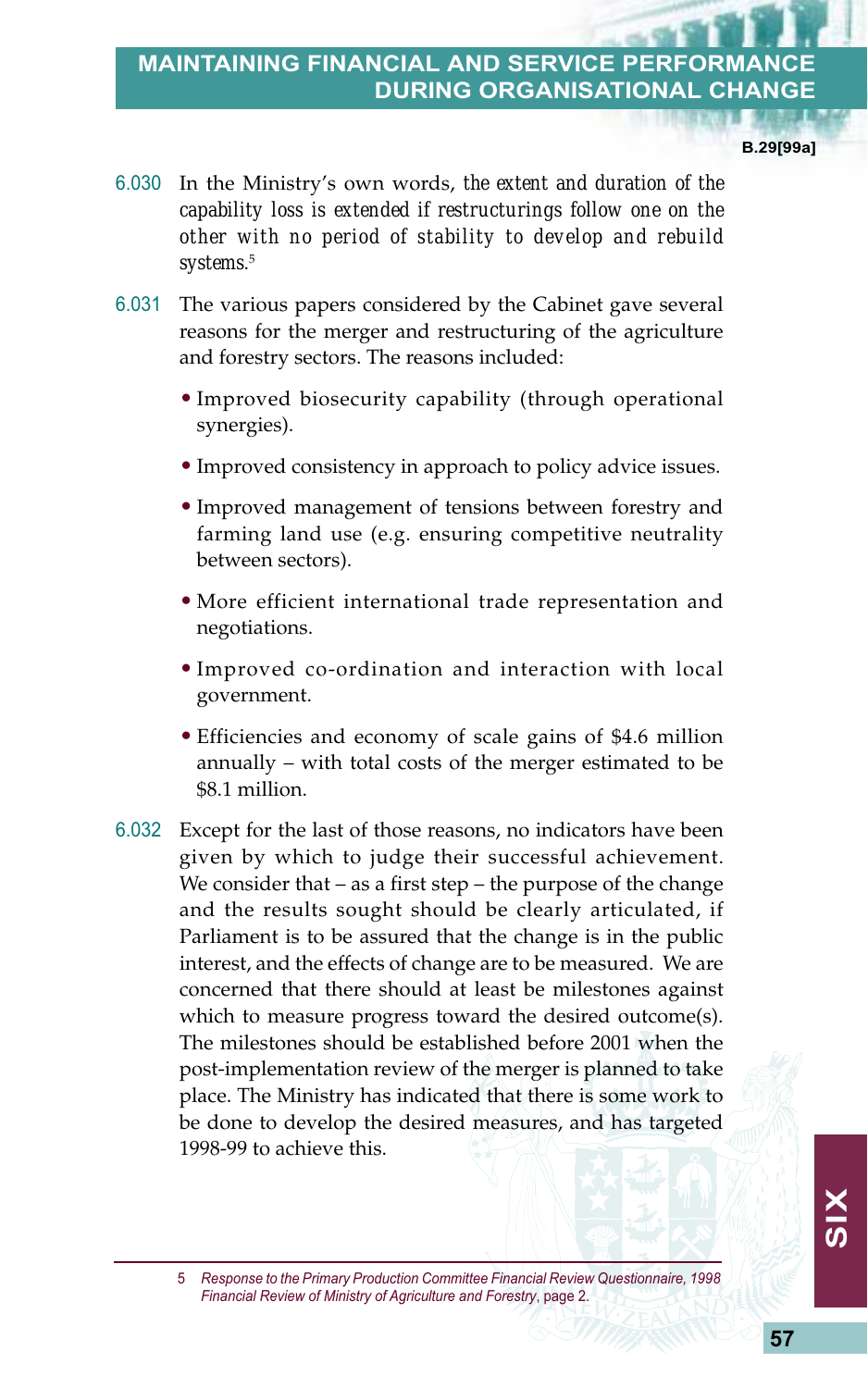6.030 In the Ministry's own words, *the extent and duration of the capability loss is extended if restructurings follow one on the other with no period of stability to develop and rebuild systems.*[5]

6.031 The various papers considered by the Cabinet gave several reasons for the merger and restructuring of the agriculture and forestry sectors. The reasons included:

- Improved biosecurity capability (through operational synergies).
- Improved consistency in approach to policy advice issues.
- Improved management of tensions between forestry and farming land use (e.g. ensuring competitive neutrality between sectors).
- More efficient international trade representation and negotiations.
- Improved co-ordination and interaction with local government.
- Efficiencies and economy of scale gains of $4.6 million annually – with total costs of the merger estimated to be $8.1 million.

6.032 Except for the last of those reasons, no indicators have been given by which to judge their successful achievement. We consider that – as a first step – the purpose of the change and the results sought should be clearly articulated, if Parliament is to be assured that the change is in the public interest, and the effects of change are to be measured. We are concerned that there should at least be milestones against which to measure progress toward the desired outcome(s). The milestones should be established before 2001 when the post-implementation review of the merger is planned to take place. The Ministry has indicated that there is some work to be done to develop the desired measures, and has targeted 1998-99 to achieve this.

---

5 *Response to the Primary Production Committee Financial Review Questionnaire, 1998 Financial Review of Ministry of Agriculture and Forestry*, page 2.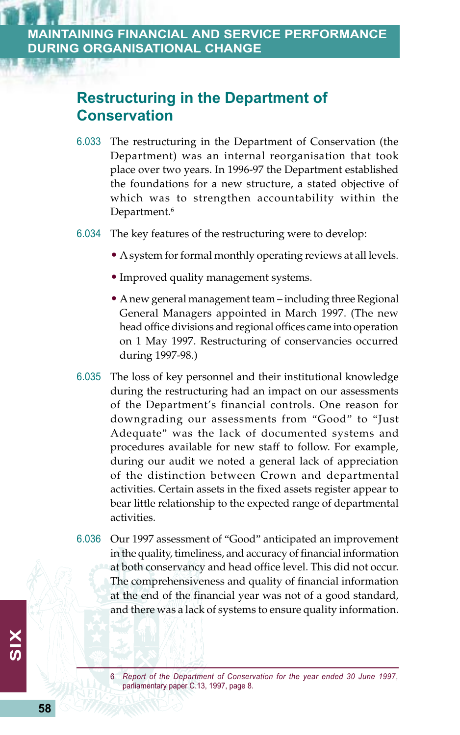## Restructuring in the Department of Conservation

6.033 The restructuring in the Department of Conservation (the Department) was an internal reorganisation that took place over two years. In 1996-97 the Department established the foundations for a new structure, a stated objective of which was to strengthen accountability within the Department.[6]

6.034 The key features of the restructuring were to develop:

- A system for formal monthly operating reviews at all levels.
- Improved quality management systems.
- A new general management team – including three Regional General Managers appointed in March 1997. (The new head office divisions and regional offices came into operation on 1 May 1997. Restructuring of conservancies occurred during 1997-98.)

6.035 The loss of key personnel and their institutional knowledge during the restructuring had an impact on our assessments of the Department's financial controls. One reason for downgrading our assessments from "Good" to "Just Adequate" was the lack of documented systems and procedures available for new staff to follow. For example, during our audit we noted a general lack of appreciation of the distinction between Crown and departmental activities. Certain assets in the fixed assets register appear to bear little relationship to the expected range of departmental activities.

6.036 Our 1997 assessment of "Good" anticipated an improvement in the quality, timeliness, and accuracy of financial information at both conservancy and head office level. This did not occur. The comprehensiveness and quality of financial information at the end of the financial year was not of a good standard, and there was a lack of systems to ensure quality information.

6 *Report of the Department of Conservation for the year ended 30 June 1997*, parliamentary paper C.13, 1997, page 8.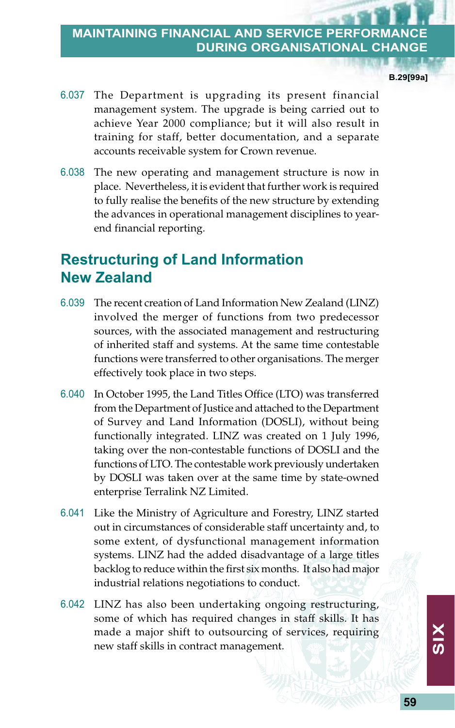6.037 The Department is upgrading its present financial management system. The upgrade is being carried out to achieve Year 2000 compliance; but it will also result in training for staff, better documentation, and a separate accounts receivable system for Crown revenue.

6.038 The new operating and management structure is now in place. Nevertheless, it is evident that further work is required to fully realise the benefits of the new structure by extending the advances in operational management disciplines to year-end financial reporting.

## Restructuring of Land Information New Zealand

6.039 The recent creation of Land Information New Zealand (LINZ) involved the merger of functions from two predecessor sources, with the associated management and restructuring of inherited staff and systems. At the same time contestable functions were transferred to other organisations. The merger effectively took place in two steps.

6.040 In October 1995, the Land Titles Office (LTO) was transferred from the Department of Justice and attached to the Department of Survey and Land Information (DOSLI), without being functionally integrated. LINZ was created on 1 July 1996, taking over the non-contestable functions of DOSLI and the functions of LTO. The contestable work previously undertaken by DOSLI was taken over at the same time by state-owned enterprise Terralink NZ Limited.

6.041 Like the Ministry of Agriculture and Forestry, LINZ started out in circumstances of considerable staff uncertainty and, to some extent, of dysfunctional management information systems. LINZ had the added disadvantage of a large titles backlog to reduce within the first six months. It also had major industrial relations negotiations to conduct.

6.042 LINZ has also been undertaking ongoing restructuring, some of which has required changes in staff skills. It has made a major shift to outsourcing of services, requiring new staff skills in contract management.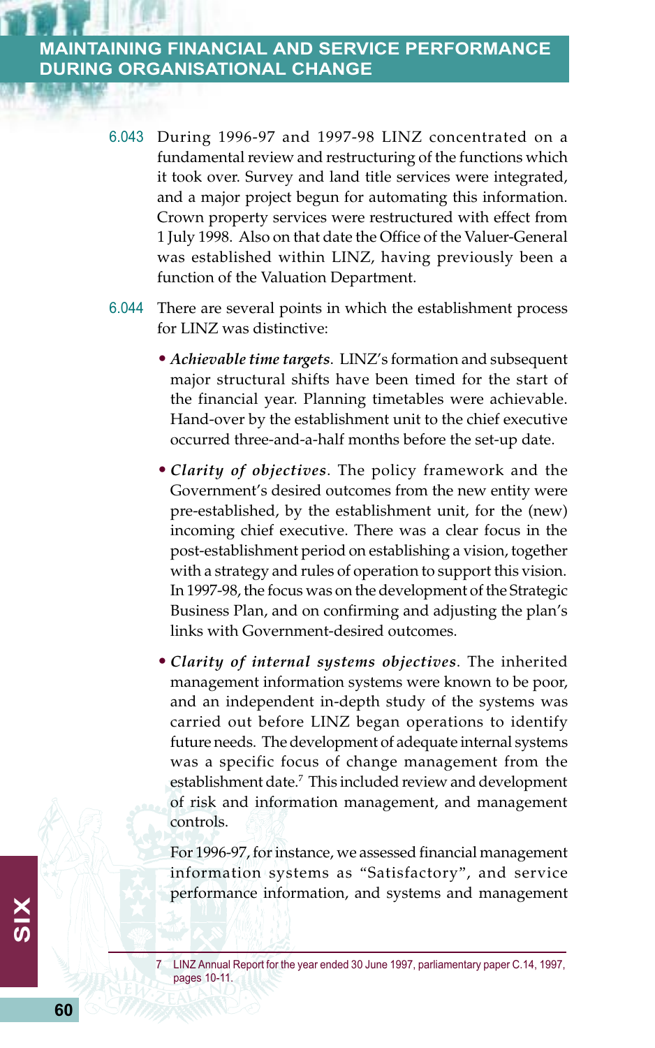6.043 During 1996-97 and 1997-98 LINZ concentrated on a fundamental review and restructuring of the functions which it took over. Survey and land title services were integrated, and a major project begun for automating this information. Crown property services were restructured with effect from 1 July 1998. Also on that date the Office of the Valuer-General was established within LINZ, having previously been a function of the Valuation Department.

6.044 There are several points in which the establishment process for LINZ was distinctive:

- ***Achievable time targets***. LINZ's formation and subsequent major structural shifts have been timed for the start of the financial year. Planning timetables were achievable. Hand-over by the establishment unit to the chief executive occurred three-and-a-half months before the set-up date.

- ***Clarity of objectives***. The policy framework and the Government's desired outcomes from the new entity were pre-established, by the establishment unit, for the (new) incoming chief executive. There was a clear focus in the post-establishment period on establishing a vision, together with a strategy and rules of operation to support this vision. In 1997-98, the focus was on the development of the Strategic Business Plan, and on confirming and adjusting the plan's links with Government-desired outcomes.

- ***Clarity of internal systems objectives***. The inherited management information systems were known to be poor, and an independent in-depth study of the systems was carried out before LINZ began operations to identify future needs. The development of adequate internal systems was a specific focus of change management from the establishment date.[7] This included review and development of risk and information management, and management controls.

  For 1996-97, for instance, we assessed financial management information systems as "Satisfactory", and service performance information, and systems and management

---

7 LINZ Annual Report for the year ended 30 June 1997, parliamentary paper C.14, 1997, pages 10-11.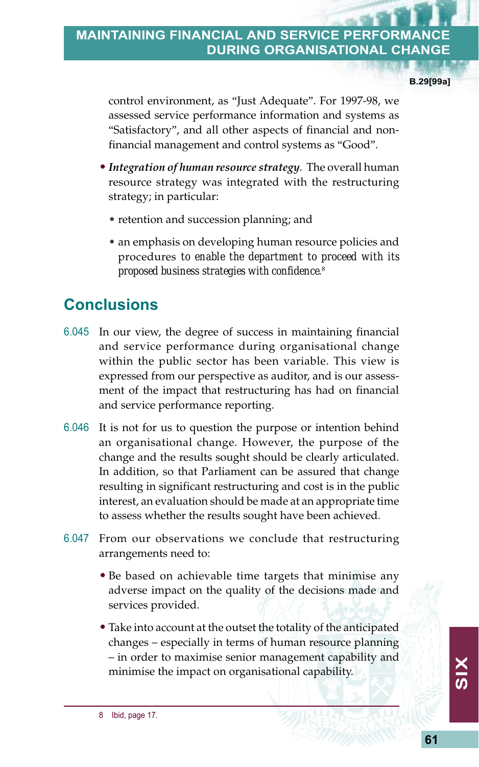control environment, as "Just Adequate". For 1997-98, we assessed service performance information and systems as "Satisfactory", and all other aspects of financial and non-financial management and control systems as "Good".

- *Integration of human resource strategy*. The overall human resource strategy was integrated with the restructuring strategy; in particular:
  - retention and succession planning; and
  - an emphasis on developing human resource policies and procedures *to enable the department to proceed with its proposed business strategies with confidence.*[8]

## Conclusions

6.045 In our view, the degree of success in maintaining financial and service performance during organisational change within the public sector has been variable. This view is expressed from our perspective as auditor, and is our assessment of the impact that restructuring has had on financial and service performance reporting.

6.046 It is not for us to question the purpose or intention behind an organisational change. However, the purpose of the change and the results sought should be clearly articulated. In addition, so that Parliament can be assured that change resulting in significant restructuring and cost is in the public interest, an evaluation should be made at an appropriate time to assess whether the results sought have been achieved.

6.047 From our observations we conclude that restructuring arrangements need to:

- Be based on achievable time targets that minimise any adverse impact on the quality of the decisions made and services provided.
- Take into account at the outset the totality of the anticipated changes – especially in terms of human resource planning – in order to maximise senior management capability and minimise the impact on organisational capability.

8 Ibid, page 17.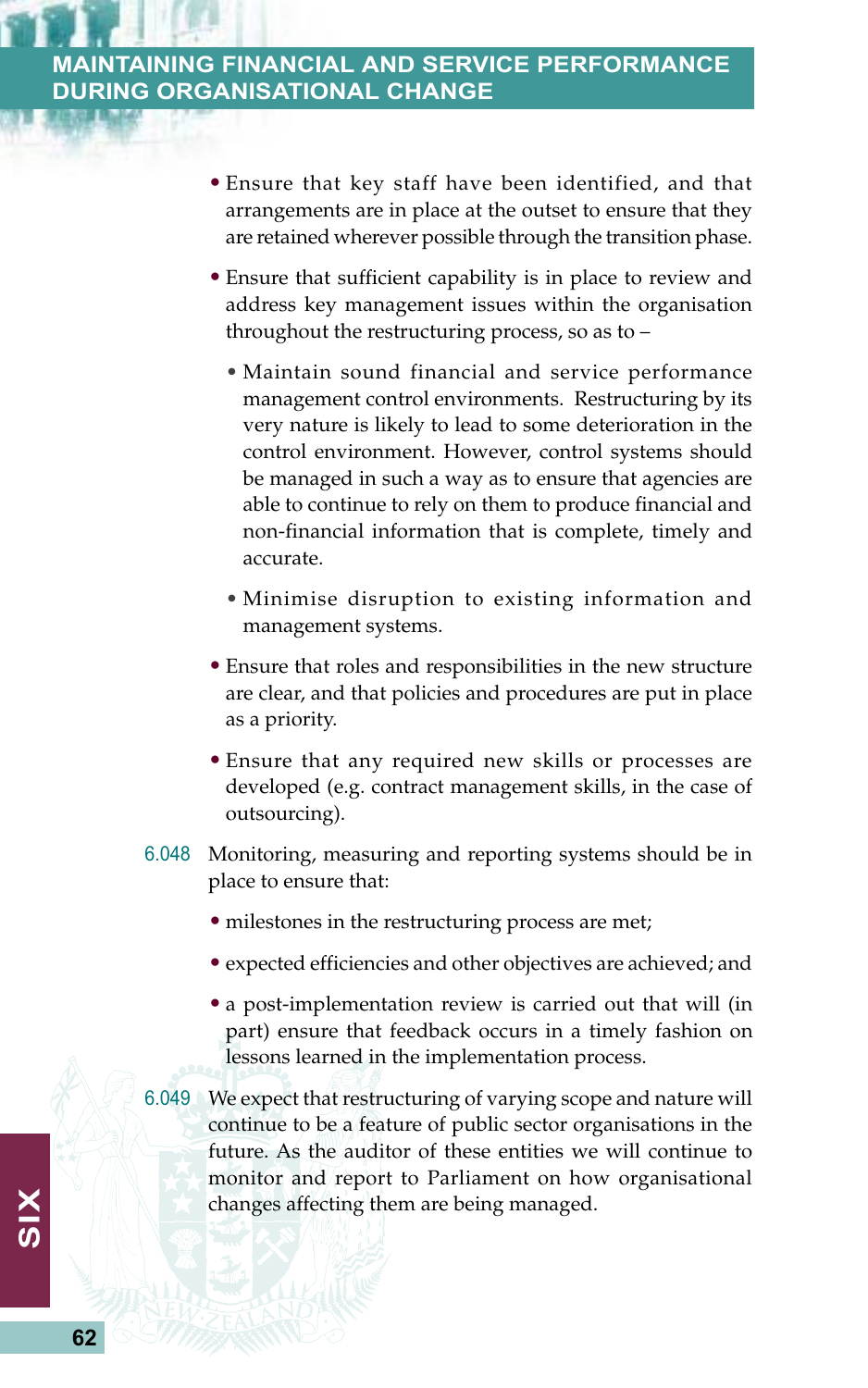- Ensure that key staff have been identified, and that arrangements are in place at the outset to ensure that they are retained wherever possible through the transition phase.

- Ensure that sufficient capability is in place to review and address key management issues within the organisation throughout the restructuring process, so as to –

  - Maintain sound financial and service performance management control environments. Restructuring by its very nature is likely to lead to some deterioration in the control environment. However, control systems should be managed in such a way as to ensure that agencies are able to continue to rely on them to produce financial and non-financial information that is complete, timely and accurate.

  - Minimise disruption to existing information and management systems.

- Ensure that roles and responsibilities in the new structure are clear, and that policies and procedures are put in place as a priority.

- Ensure that any required new skills or processes are developed (e.g. contract management skills, in the case of outsourcing).

6.048 Monitoring, measuring and reporting systems should be in place to ensure that:

- milestones in the restructuring process are met;

- expected efficiencies and other objectives are achieved; and

- a post-implementation review is carried out that will (in part) ensure that feedback occurs in a timely fashion on lessons learned in the implementation process.

6.049 We expect that restructuring of varying scope and nature will continue to be a feature of public sector organisations in the future. As the auditor of these entities we will continue to monitor and report to Parliament on how organisational changes affecting them are being managed.